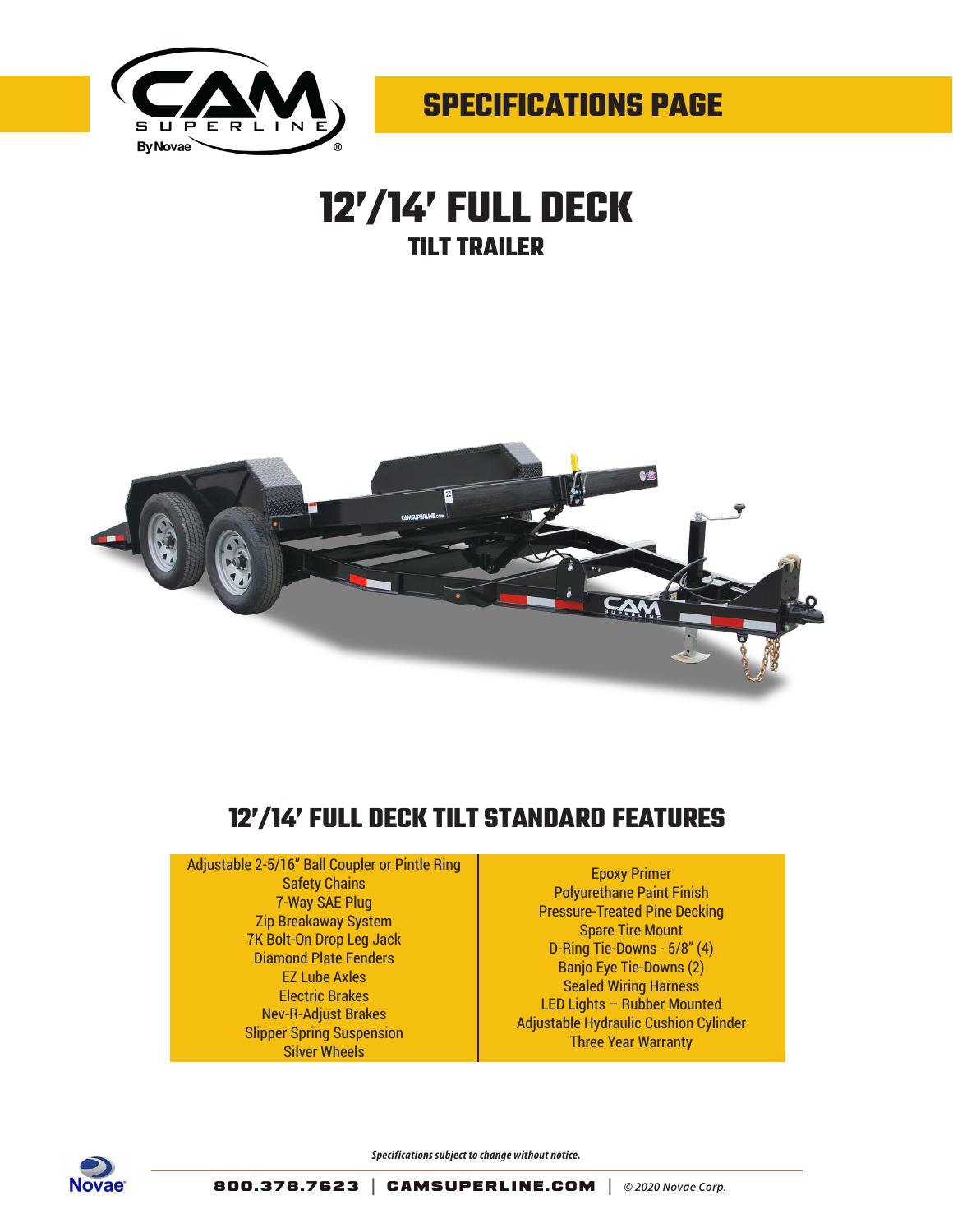# SPECIFICATIONS PAGE

# 12′/14′ FULL DECK

## TILT TRAILER

## 12′/14′ FULL DECK TILT STANDARD FEATURES

| | |
|---|---|
| Adjustable 2-5/16″ Ball Coupler or Pintle Ring<br>Safety Chains<br>7-Way SAE Plug<br>Zip Breakaway System<br>7K Bolt-On Drop Leg Jack<br>Diamond Plate Fenders<br>EZ Lube Axles<br>Electric Brakes<br>Nev-R-Adjust Brakes<br>Slipper Spring Suspension<br>Silver Wheels | Epoxy Primer<br>Polyurethane Paint Finish<br>Pressure-Treated Pine Decking<br>Spare Tire Mount<br>D-Ring Tie-Downs - 5/8″ (4)<br>Banjo Eye Tie-Downs (2)<br>Sealed Wiring Harness<br>LED Lights – Rubber Mounted<br>Adjustable Hydraulic Cushion Cylinder<br>Three Year Warranty |

*Specifications subject to change without notice.*

800.378.7623 | CAMSUPERLINE.COM | *© 2020 Novae Corp.*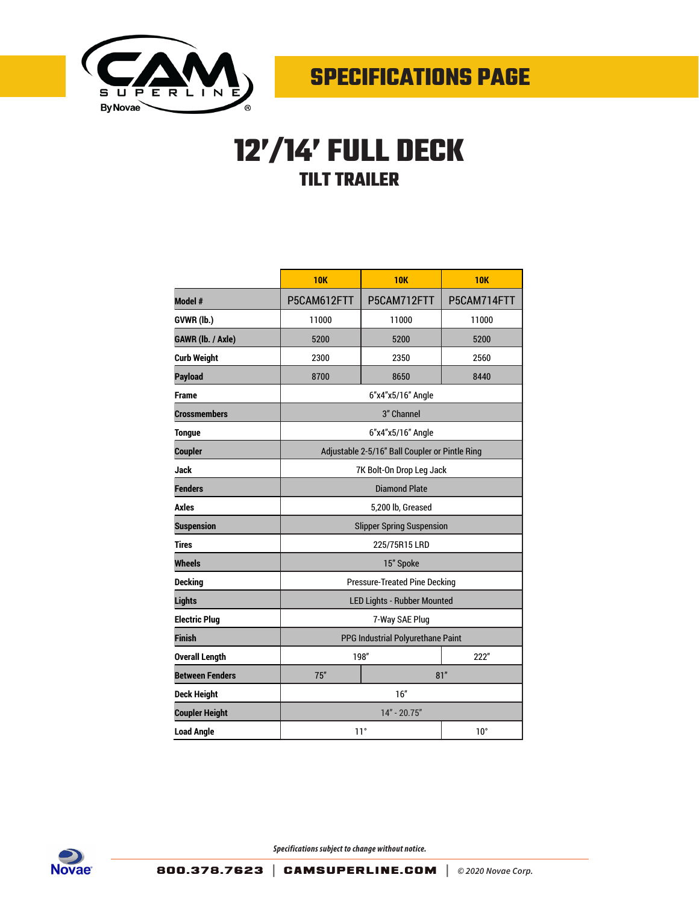# SPECIFICATIONS PAGE

# 12'/14' FULL DECK

## TILT TRAILER

| | 10K | 10K | 10K |
|---|---|---|---|
| **Model #** | P5CAM612FTT | P5CAM712FTT | P5CAM714FTT |
| **GVWR (lb.)** | 11000 | 11000 | 11000 |
| **GAWR (lb. / Axle)** | 5200 | 5200 | 5200 |
| **Curb Weight** | 2300 | 2350 | 2560 |
| **Payload** | 8700 | 8650 | 8440 |
| **Frame** | 6"x4"x5/16" Angle | | |
| **Crossmembers** | 3" Channel | | |
| **Tongue** | 6"x4"x5/16" Angle | | |
| **Coupler** | Adjustable 2-5/16" Ball Coupler or Pintle Ring | | |
| **Jack** | 7K Bolt-On Drop Leg Jack | | |
| **Fenders** | Diamond Plate | | |
| **Axles** | 5,200 lb, Greased | | |
| **Suspension** | Slipper Spring Suspension | | |
| **Tires** | 225/75R15 LRD | | |
| **Wheels** | 15" Spoke | | |
| **Decking** | Pressure-Treated Pine Decking | | |
| **Lights** | LED Lights - Rubber Mounted | | |
| **Electric Plug** | 7-Way SAE Plug | | |
| **Finish** | PPG Industrial Polyurethane Paint | | |
| **Overall Length** | 198" | | 222" |
| **Between Fenders** | 75" | 81" | |
| **Deck Height** | 16" | | |
| **Coupler Height** | 14" - 20.75" | | |
| **Load Angle** | 11° | | 10° |

*Specifications subject to change without notice.*

800.378.7623 | CAMSUPERLINE.COM | © 2020 Novae Corp.